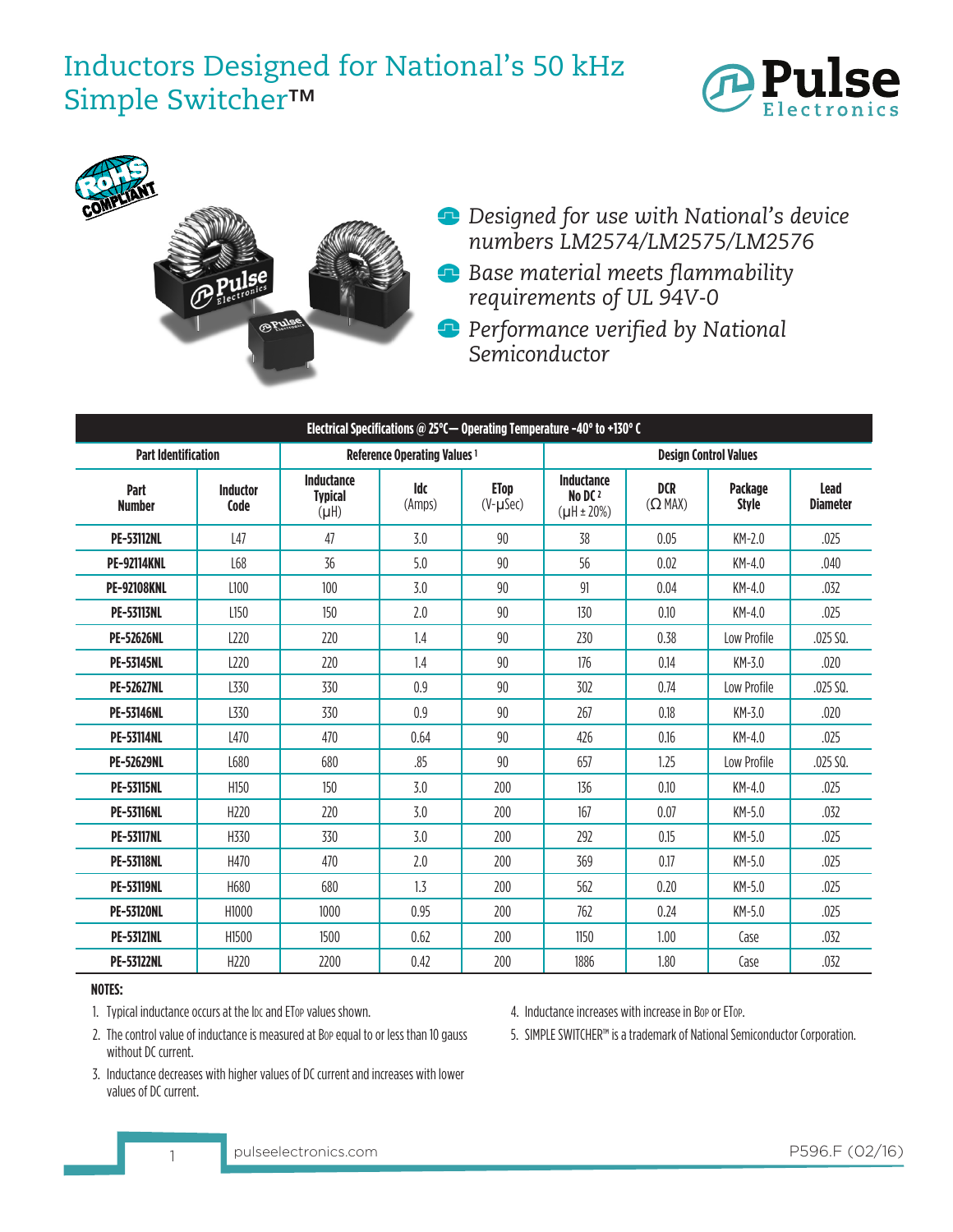# Inductors Designed for National's 50 kHz Simple Switcher™

- *Designed for use with National's device numbers LM2574/LM2575/LM2576*
- *Base material meets flammability requirements of UL 94V-0*
- *Performance verified by National Semiconductor*

| Electrical Specifications @ 25°C— Operating Temperature -40° to +130° C | | | | | | | | |
|---|---|---|---|---|---|---|---|---|
| **Part Identification** | | **Reference Operating Values [1]** | | | **Design Control Values** | | | |
| **Part Number** | **Inductor Code** | **Inductance Typical** (µH) | **Idc** (Amps) | **ETop** (V-µSec) | **Inductance No DC [2]** (µH ± 20%) | **DCR** (Ω MAX) | **Package Style** | **Lead Diameter** |
| **PE-53112NL** | L47 | 47 | 3.0 | 90 | 38 | 0.05 | KM-2.0 | .025 |
| **PE-92114KNL** | L68 | 36 | 5.0 | 90 | 56 | 0.02 | KM-4.0 | .040 |
| **PE-92108KNL** | L100 | 100 | 3.0 | 90 | 91 | 0.04 | KM-4.0 | .032 |
| **PE-53113NL** | L150 | 150 | 2.0 | 90 | 130 | 0.10 | KM-4.0 | .025 |
| **PE-52626NL** | L220 | 220 | 1.4 | 90 | 230 | 0.38 | Low Profile | .025 SQ. |
| **PE-53145NL** | L220 | 220 | 1.4 | 90 | 176 | 0.14 | KM-3.0 | .020 |
| **PE-52627NL** | L330 | 330 | 0.9 | 90 | 302 | 0.74 | Low Profile | .025 SQ. |
| **PE-53146NL** | L330 | 330 | 0.9 | 90 | 267 | 0.18 | KM-3.0 | .020 |
| **PE-53114NL** | L470 | 470 | 0.64 | 90 | 426 | 0.16 | KM-4.0 | .025 |
| **PE-52629NL** | L680 | 680 | .85 | 90 | 657 | 1.25 | Low Profile | .025 SQ. |
| **PE-53115NL** | H150 | 150 | 3.0 | 200 | 136 | 0.10 | KM-4.0 | .025 |
| **PE-53116NL** | H220 | 220 | 3.0 | 200 | 167 | 0.07 | KM-5.0 | .032 |
| **PE-53117NL** | H330 | 330 | 3.0 | 200 | 292 | 0.15 | KM-5.0 | .025 |
| **PE-53118NL** | H470 | 470 | 2.0 | 200 | 369 | 0.17 | KM-5.0 | .025 |
| **PE-53119NL** | H680 | 680 | 1.3 | 200 | 562 | 0.20 | KM-5.0 | .025 |
| **PE-53120NL** | H1000 | 1000 | 0.95 | 200 | 762 | 0.24 | KM-5.0 | .025 |
| **PE-53121NL** | H1500 | 1500 | 0.62 | 200 | 1150 | 1.00 | Case | .032 |
| **PE-53122NL** | H220 | 2200 | 0.42 | 200 | 1886 | 1.80 | Case | .032 |

**NOTES:**

1. Typical inductance occurs at the $I_{DC}$ and $ET_{OP}$ values shown.
2. The control value of inductance is measured at $B_{OP}$ equal to or less than 10 gauss without DC current.
3. Inductance decreases with higher values of DC current and increases with lower values of DC current.
4. Inductance increases with increase in $B_{OP}$ or $ET_{OP}$.
5. SIMPLE SWITCHER™ is a trademark of National Semiconductor Corporation.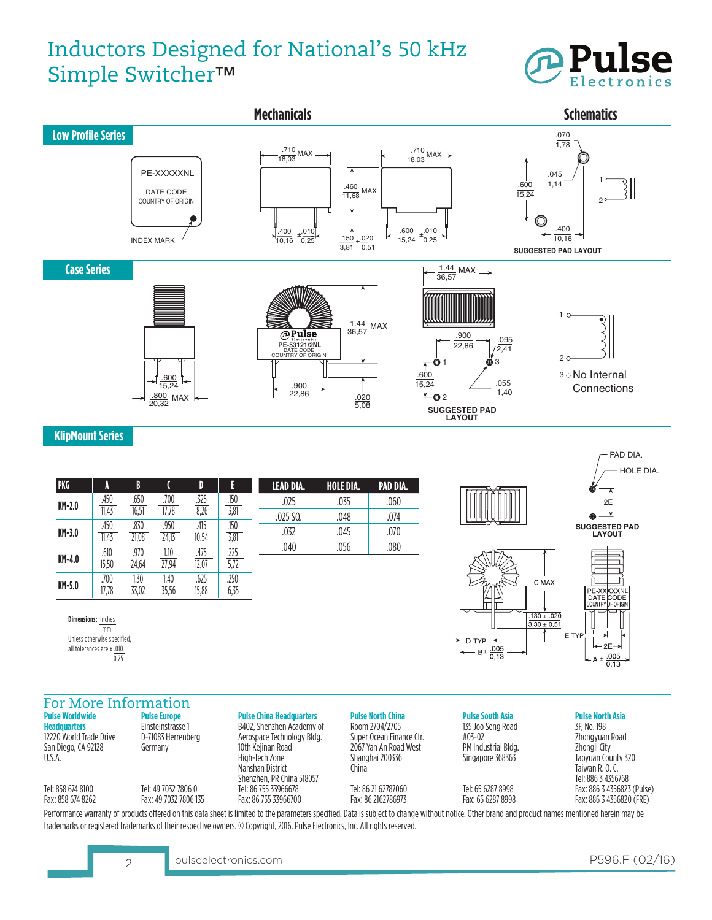# Inductors Designed for National's 50 kHz Simple Switcher™

## Mechanicals

## Schematics

### Low Profile Series

PE-XXXXXNL

DATE CODE

COUNTRY OF ORIGIN

INDEX MARK

.710/18,03 MAX

.460/11,68 MAX

.400 ± .010/10,16 ± 0,25

.150 ± .020/3,81 ± 0,51

.600 ± .010/15,24 ± 0,25

.070/1,78

.045/1,14

.600/15,24

.400/10,16

SUGGESTED PAD LAYOUT

### Case Series

.600/15,24

.800/20,32 MAX

PE-53121/2NL

DATE CODE

COUNTRY OF ORIGIN

1.44/36,57 MAX

.900/22,86

.020/5,08

.900/22,86

.095/2,41

.600/15,24

.055/1,40

SUGGESTED PAD LAYOUT

3 No Internal Connections

### KlipMount Series

| PKG | A | B | C | D | E |
|---|---|---|---|---|---|
| KM-2.0 | .450/11,43 | .650/16,51 | .700/17,78 | .325/8,26 | .150/3,81 |
| KM-3.0 | .450/11,43 | .830/21,08 | .950/24,13 | .415/10,54 | .150/3,81 |
| KM-4.0 | .610/15,50 | .970/24,64 | 1.10/27,94 | .475/12,07 | .225/5,72 |
| KM-5.0 | .700/17,78 | 1.30/33,02 | 1.40/35,56 | .625/15,88 | .250/6,35 |

| LEAD DIA. | HOLE DIA. | PAD DIA. |
|---|---|---|
| .025 | .035 | .060 |
| .025 SQ. | .048 | .074 |
| .032 | .045 | .070 |
| .040 | .056 | .080 |

**Dimensions:** Inches/mm

Unless otherwise specified, all tolerances are ± .010/0,25

PAD DIA.

HOLE DIA.

2E

SUGGESTED PAD LAYOUT

C MAX

.130 ± .020/3,30 ± 0,51

D TYP

B± .005/0,13

PE-XXXXXNL

DATE CODE

COUNTRY OF ORIGIN

E TYP

2E

A ± .005/0,13

## For More Information

**Pulse Worldwide Headquarters**
12220 World Trade Drive
San Diego, CA 92128
U.S.A.
Tel: 858 674 8100
Fax: 858 674 8262

**Pulse Europe**
Einsteinstrasse 1
D-71083 Herrenberg
Germany
Tel: 49 7032 7806 0
Fax: 49 7032 7806 135

**Pulse China Headquarters**
B402, Shenzhen Academy of
Aerospace Technology Bldg.
10th Kejinan Road
High-Tech Zone
Nanshan District
Shenzhen, PR China 518057
Tel: 86 755 33966678
Fax: 86 755 33966700

**Pulse North China**
Room 2704/2705
Super Ocean Finance Ctr.
2067 Yan An Road West
Shanghai 200336
China
Tel: 86 21 62787060
Fax: 86 2162786973

**Pulse South Asia**
135 Joo Seng Road
#03-02
PM Industrial Bldg.
Singapore 368363
Tel: 65 6287 8998
Fax: 65 6287 8998

**Pulse North Asia**
3F, No. 198
Zhongyuan Road
Zhongli City
Taoyuan County 320
Taiwan R. O. C.
Tel: 886 3 4356768
Fax: 886 3 4356823 (Pulse)
Fax: 886 3 4356820 (FRE)

Performance warranty of products offered on this data sheet is limited to the parameters specified. Data is subject to change without notice. Other brand and product names mentioned herein may be trademarks or registered trademarks of their respective owners. © Copyright, 2016. Pulse Electronics, Inc. All rights reserved.

pulseelectronics.com

P596.F (02/16)